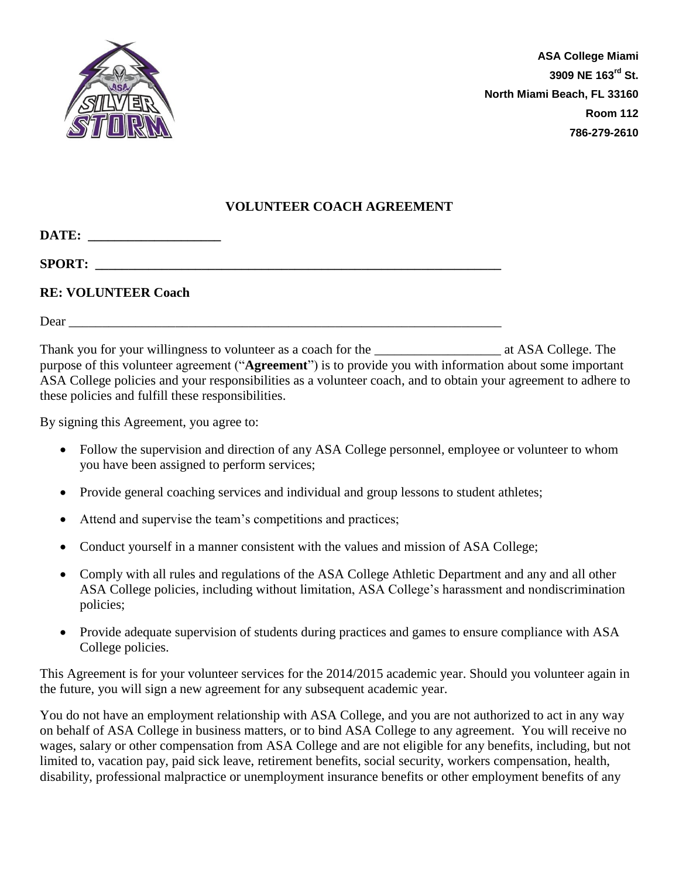ASA College Miami
3909 NE 163rd St.
North Miami Beach, FL 33160
Room 112
786-279-2610

# VOLUNTEER COACH AGREEMENT

**DATE: ____________________**

**SPORT: ________________________________________________________________**

**RE: VOLUNTEER Coach**

Dear ____________________________________________________________________

Thank you for your willingness to volunteer as a coach for the ___________________ at ASA College. The purpose of this volunteer agreement ("**Agreement**") is to provide you with information about some important ASA College policies and your responsibilities as a volunteer coach, and to obtain your agreement to adhere to these policies and fulfill these responsibilities.

By signing this Agreement, you agree to:

- Follow the supervision and direction of any ASA College personnel, employee or volunteer to whom you have been assigned to perform services;
- Provide general coaching services and individual and group lessons to student athletes;
- Attend and supervise the team's competitions and practices;
- Conduct yourself in a manner consistent with the values and mission of ASA College;
- Comply with all rules and regulations of the ASA College Athletic Department and any and all other ASA College policies, including without limitation, ASA College's harassment and nondiscrimination policies;
- Provide adequate supervision of students during practices and games to ensure compliance with ASA College policies.

This Agreement is for your volunteer services for the 2014/2015 academic year. Should you volunteer again in the future, you will sign a new agreement for any subsequent academic year.

You do not have an employment relationship with ASA College, and you are not authorized to act in any way on behalf of ASA College in business matters, or to bind ASA College to any agreement. You will receive no wages, salary or other compensation from ASA College and are not eligible for any benefits, including, but not limited to, vacation pay, paid sick leave, retirement benefits, social security, workers compensation, health, disability, professional malpractice or unemployment insurance benefits or other employment benefits of any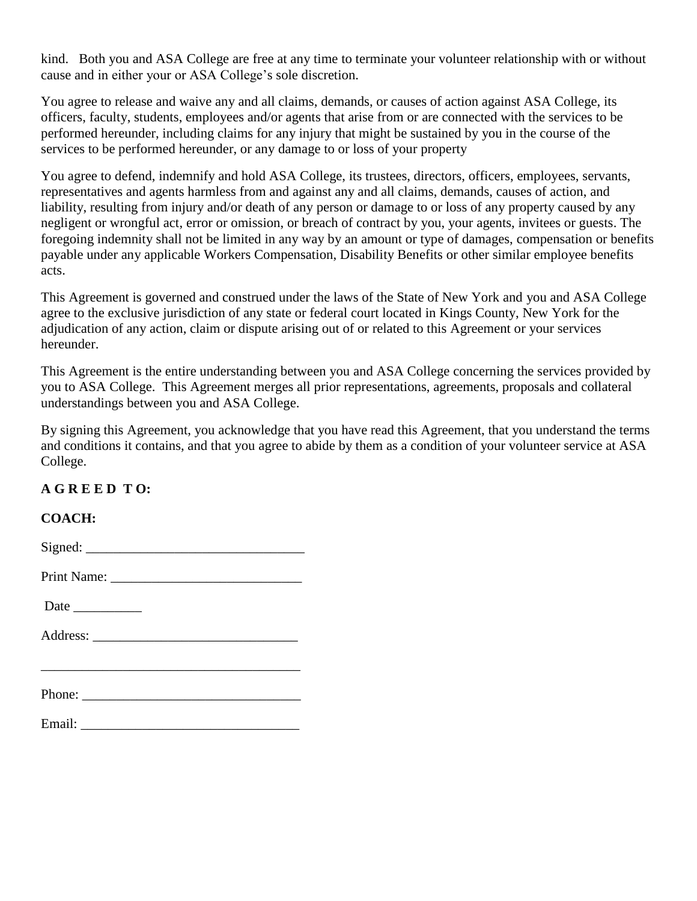kind. Both you and ASA College are free at any time to terminate your volunteer relationship with or without cause and in either your or ASA College's sole discretion.

You agree to release and waive any and all claims, demands, or causes of action against ASA College, its officers, faculty, students, employees and/or agents that arise from or are connected with the services to be performed hereunder, including claims for any injury that might be sustained by you in the course of the services to be performed hereunder, or any damage to or loss of your property

You agree to defend, indemnify and hold ASA College, its trustees, directors, officers, employees, servants, representatives and agents harmless from and against any and all claims, demands, causes of action, and liability, resulting from injury and/or death of any person or damage to or loss of any property caused by any negligent or wrongful act, error or omission, or breach of contract by you, your agents, invitees or guests. The foregoing indemnity shall not be limited in any way by an amount or type of damages, compensation or benefits payable under any applicable Workers Compensation, Disability Benefits or other similar employee benefits acts.

This Agreement is governed and construed under the laws of the State of New York and you and ASA College agree to the exclusive jurisdiction of any state or federal court located in Kings County, New York for the adjudication of any action, claim or dispute arising out of or related to this Agreement or your services hereunder.

This Agreement is the entire understanding between you and ASA College concerning the services provided by you to ASA College. This Agreement merges all prior representations, agreements, proposals and collateral understandings between you and ASA College.

By signing this Agreement, you acknowledge that you have read this Agreement, that you understand the terms and conditions it contains, and that you agree to abide by them as a condition of your volunteer service at ASA College.

**A G R E E D T O:**

**COACH:**

Signed: ________________________________

Print Name: ____________________________

Date __________

Address: ______________________________

______________________________________

Phone: ________________________________

Email: ________________________________